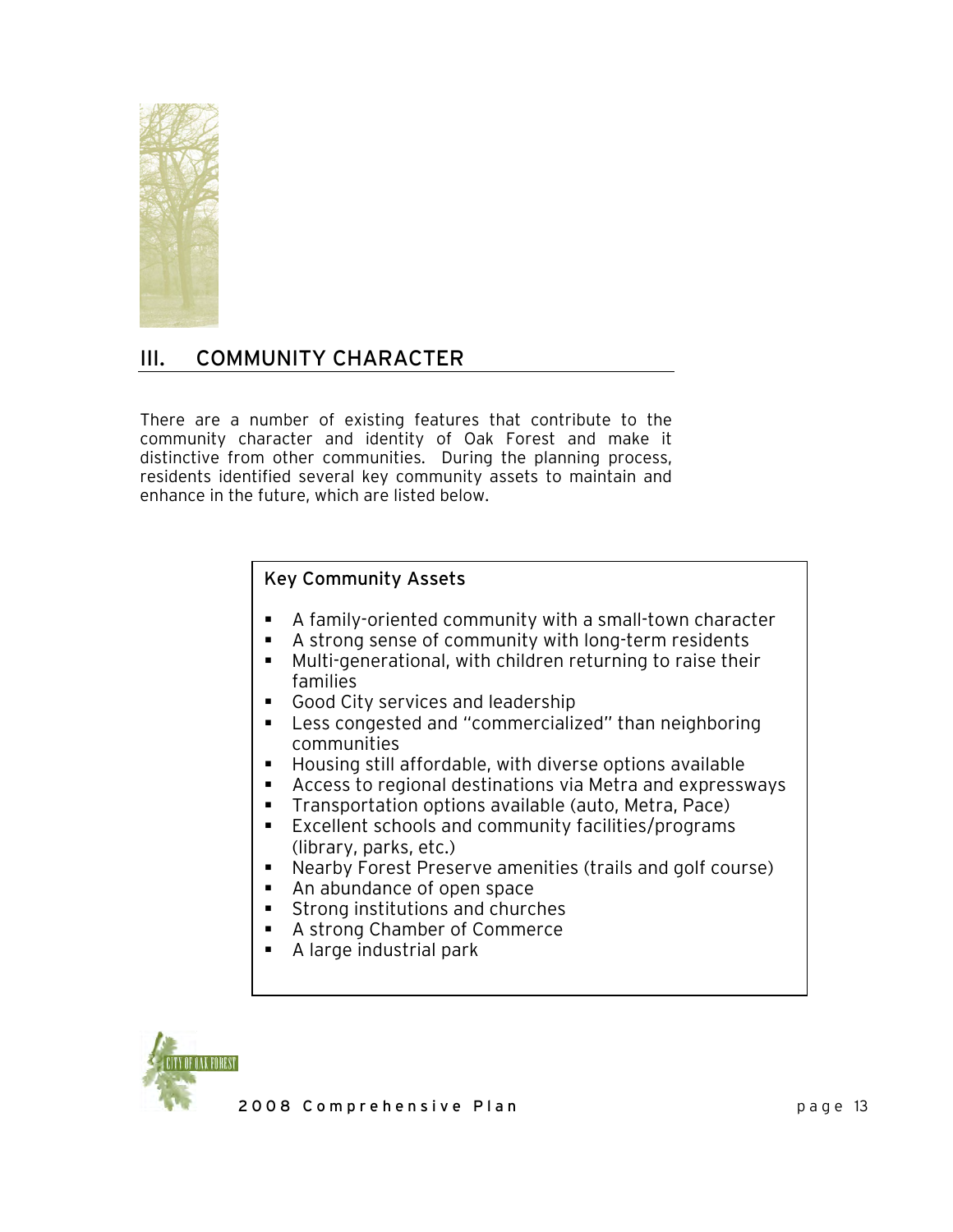## III. COMMUNITY CHARACTER

There are a number of existing features that contribute to the community character and identity of Oak Forest and make it distinctive from other communities. During the planning process, residents identified several key community assets to maintain and enhance in the future, which are listed below.

### Key Community Assets

- A family-oriented community with a small-town character
- A strong sense of community with long-term residents
- Multi-generational, with children returning to raise their families
- Good City services and leadership
- Less congested and "commercialized" than neighboring communities
- Housing still affordable, with diverse options available
- Access to regional destinations via Metra and expressways
- Transportation options available (auto, Metra, Pace)
- Excellent schools and community facilities/programs (library, parks, etc.)
- Nearby Forest Preserve amenities (trails and golf course)
- An abundance of open space
- Strong institutions and churches
- A strong Chamber of Commerce
- A large industrial park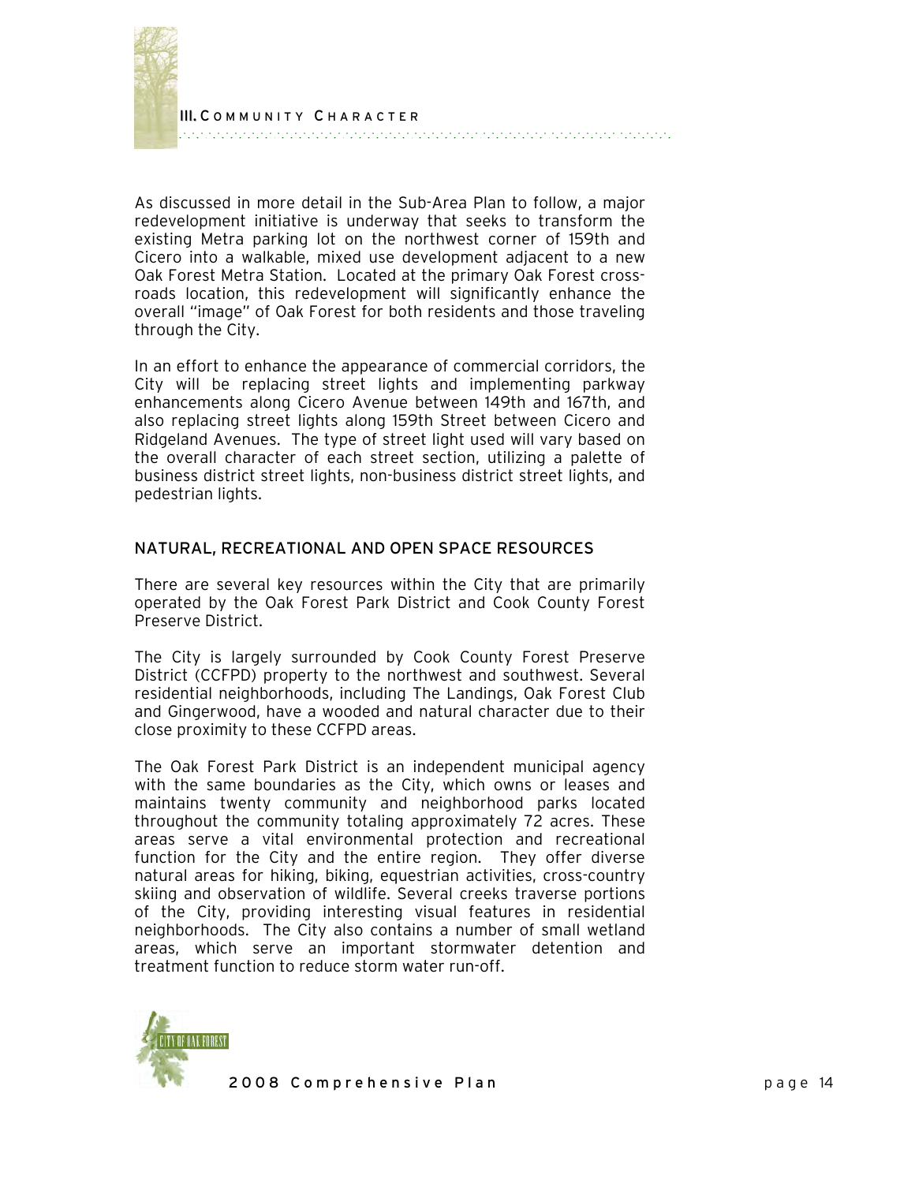As discussed in more detail in the Sub-Area Plan to follow, a major redevelopment initiative is underway that seeks to transform the existing Metra parking lot on the northwest corner of 159th and Cicero into a walkable, mixed use development adjacent to a new Oak Forest Metra Station. Located at the primary Oak Forest cross-roads location, this redevelopment will significantly enhance the overall "image" of Oak Forest for both residents and those traveling through the City.

In an effort to enhance the appearance of commercial corridors, the City will be replacing street lights and implementing parkway enhancements along Cicero Avenue between 149th and 167th, and also replacing street lights along 159th Street between Cicero and Ridgeland Avenues. The type of street light used will vary based on the overall character of each street section, utilizing a palette of business district street lights, non-business district street lights, and pedestrian lights.

## NATURAL, RECREATIONAL AND OPEN SPACE RESOURCES

There are several key resources within the City that are primarily operated by the Oak Forest Park District and Cook County Forest Preserve District.

The City is largely surrounded by Cook County Forest Preserve District (CCFPD) property to the northwest and southwest. Several residential neighborhoods, including The Landings, Oak Forest Club and Gingerwood, have a wooded and natural character due to their close proximity to these CCFPD areas.

The Oak Forest Park District is an independent municipal agency with the same boundaries as the City, which owns or leases and maintains twenty community and neighborhood parks located throughout the community totaling approximately 72 acres. These areas serve a vital environmental protection and recreational function for the City and the entire region. They offer diverse natural areas for hiking, biking, equestrian activities, cross-country skiing and observation of wildlife. Several creeks traverse portions of the City, providing interesting visual features in residential neighborhoods. The City also contains a number of small wetland areas, which serve an important stormwater detention and treatment function to reduce storm water run-off.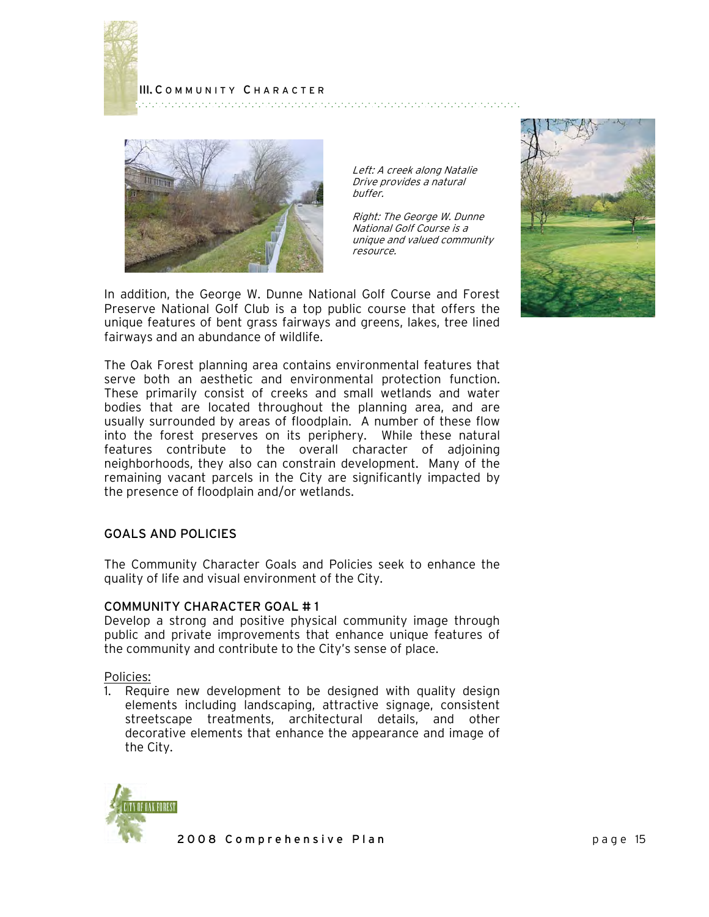*Left: A creek along Natalie Drive provides a natural buffer.*

*Right: The George W. Dunne National Golf Course is a unique and valued community resource.*

In addition, the George W. Dunne National Golf Course and Forest Preserve National Golf Club is a top public course that offers the unique features of bent grass fairways and greens, lakes, tree lined fairways and an abundance of wildlife.

The Oak Forest planning area contains environmental features that serve both an aesthetic and environmental protection function. These primarily consist of creeks and small wetlands and water bodies that are located throughout the planning area, and are usually surrounded by areas of floodplain. A number of these flow into the forest preserves on its periphery. While these natural features contribute to the overall character of adjoining neighborhoods, they also can constrain development. Many of the remaining vacant parcels in the City are significantly impacted by the presence of floodplain and/or wetlands.

## GOALS AND POLICIES

The Community Character Goals and Policies seek to enhance the quality of life and visual environment of the City.

### COMMUNITY CHARACTER GOAL # 1

Develop a strong and positive physical community image through public and private improvements that enhance unique features of the community and contribute to the City's sense of place.

Policies:

1. Require new development to be designed with quality design elements including landscaping, attractive signage, consistent streetscape treatments, architectural details, and other decorative elements that enhance the appearance and image of the City.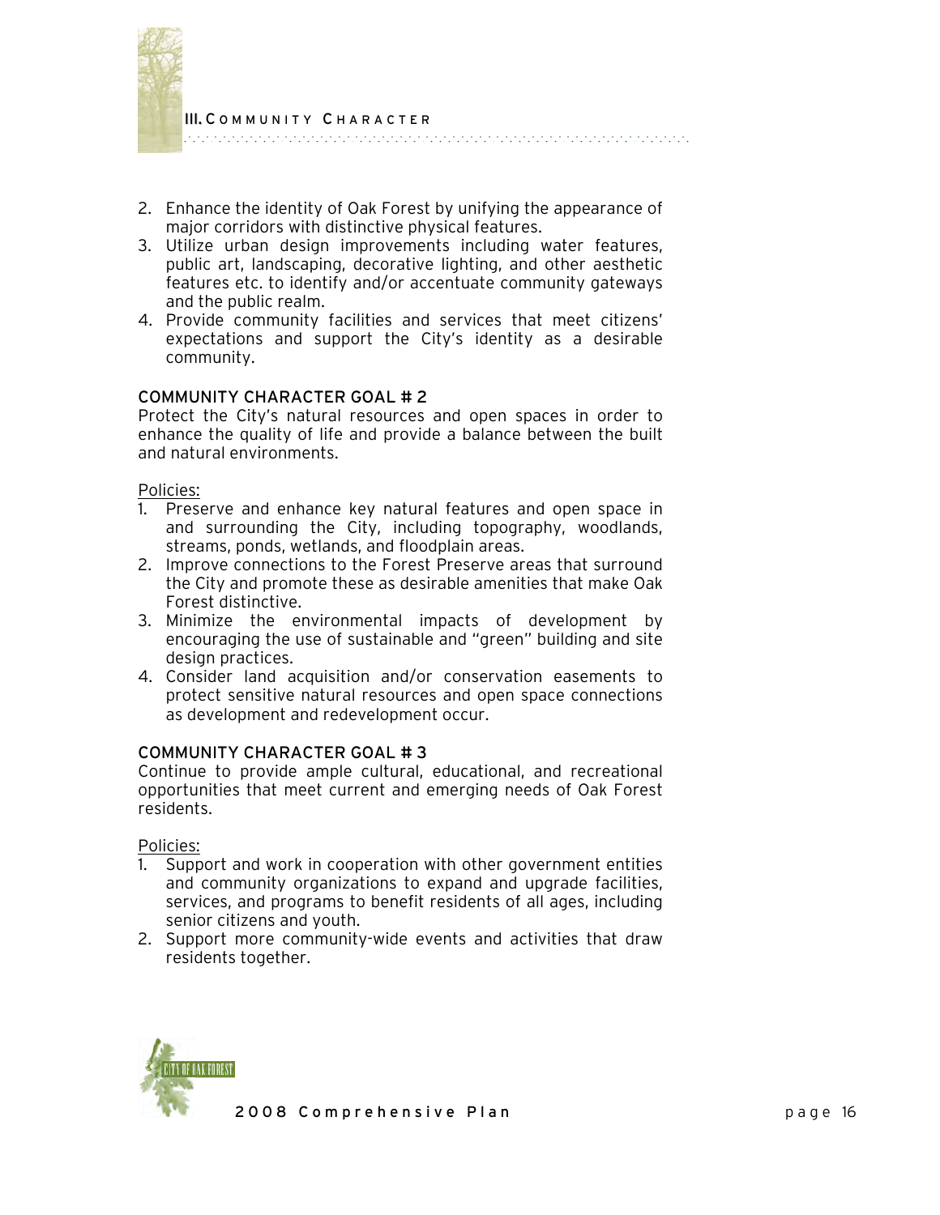2. Enhance the identity of Oak Forest by unifying the appearance of major corridors with distinctive physical features.
3. Utilize urban design improvements including water features, public art, landscaping, decorative lighting, and other aesthetic features etc. to identify and/or accentuate community gateways and the public realm.
4. Provide community facilities and services that meet citizens' expectations and support the City's identity as a desirable community.

### COMMUNITY CHARACTER GOAL # 2

Protect the City's natural resources and open spaces in order to enhance the quality of life and provide a balance between the built and natural environments.

Policies:

1. Preserve and enhance key natural features and open space in and surrounding the City, including topography, woodlands, streams, ponds, wetlands, and floodplain areas.
2. Improve connections to the Forest Preserve areas that surround the City and promote these as desirable amenities that make Oak Forest distinctive.
3. Minimize the environmental impacts of development by encouraging the use of sustainable and "green" building and site design practices.
4. Consider land acquisition and/or conservation easements to protect sensitive natural resources and open space connections as development and redevelopment occur.

### COMMUNITY CHARACTER GOAL # 3

Continue to provide ample cultural, educational, and recreational opportunities that meet current and emerging needs of Oak Forest residents.

Policies:

1. Support and work in cooperation with other government entities and community organizations to expand and upgrade facilities, services, and programs to benefit residents of all ages, including senior citizens and youth.
2. Support more community-wide events and activities that draw residents together.